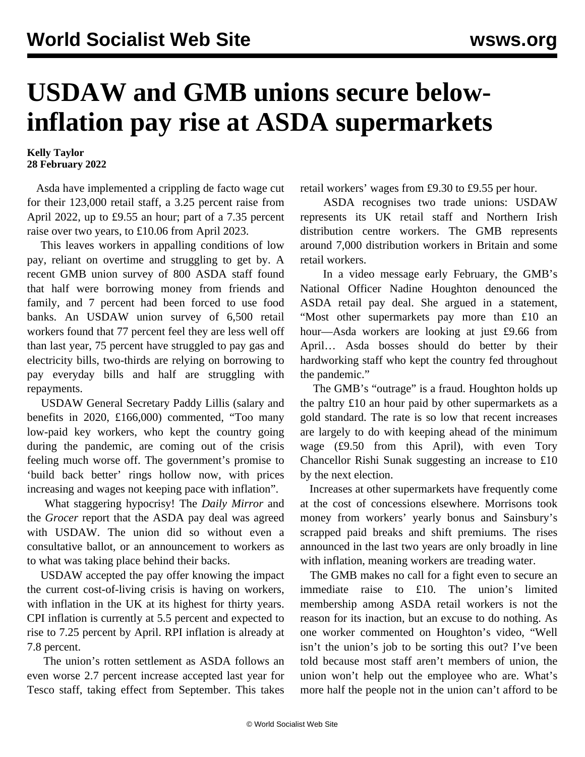# USDAW and GMB unions secure below-inflation pay rise at ASDA supermarkets

**Kelly Taylor**
**28 February 2022**

Asda have implemented a crippling de facto wage cut for their 123,000 retail staff, a 3.25 percent raise from April 2022, up to £9.55 an hour; part of a 7.35 percent raise over two years, to £10.06 from April 2023.

This leaves workers in appalling conditions of low pay, reliant on overtime and struggling to get by. A recent GMB union survey of 800 ASDA staff found that half were borrowing money from friends and family, and 7 percent had been forced to use food banks. An USDAW union survey of 6,500 retail workers found that 77 percent feel they are less well off than last year, 75 percent have struggled to pay gas and electricity bills, two-thirds are relying on borrowing to pay everyday bills and half are struggling with repayments.

USDAW General Secretary Paddy Lillis (salary and benefits in 2020, £166,000) commented, "Too many low-paid key workers, who kept the country going during the pandemic, are coming out of the crisis feeling much worse off. The government's promise to 'build back better' rings hollow now, with prices increasing and wages not keeping pace with inflation".

What staggering hypocrisy! The *Daily Mirror* and the *Grocer* report that the ASDA pay deal was agreed with USDAW. The union did so without even a consultative ballot, or an announcement to workers as to what was taking place behind their backs.

USDAW accepted the pay offer knowing the impact the current cost-of-living crisis is having on workers, with inflation in the UK at its highest for thirty years. CPI inflation is currently at 5.5 percent and expected to rise to 7.25 percent by April. RPI inflation is already at 7.8 percent.

The union's rotten settlement as ASDA follows an even worse 2.7 percent increase accepted last year for Tesco staff, taking effect from September. This takes retail workers' wages from £9.30 to £9.55 per hour.

ASDA recognises two trade unions: USDAW represents its UK retail staff and Northern Irish distribution centre workers. The GMB represents around 7,000 distribution workers in Britain and some retail workers.

In a video message early February, the GMB's National Officer Nadine Houghton denounced the ASDA retail pay deal. She argued in a statement, "Most other supermarkets pay more than £10 an hour—Asda workers are looking at just £9.66 from April… Asda bosses should do better by their hardworking staff who kept the country fed throughout the pandemic."

The GMB's "outrage" is a fraud. Houghton holds up the paltry £10 an hour paid by other supermarkets as a gold standard. The rate is so low that recent increases are largely to do with keeping ahead of the minimum wage (£9.50 from this April), with even Tory Chancellor Rishi Sunak suggesting an increase to £10 by the next election.

Increases at other supermarkets have frequently come at the cost of concessions elsewhere. Morrisons took money from workers' yearly bonus and Sainsbury's scrapped paid breaks and shift premiums. The rises announced in the last two years are only broadly in line with inflation, meaning workers are treading water.

The GMB makes no call for a fight even to secure an immediate raise to £10. The union's limited membership among ASDA retail workers is not the reason for its inaction, but an excuse to do nothing. As one worker commented on Houghton's video, "Well isn't the union's job to be sorting this out? I've been told because most staff aren't members of union, the union won't help out the employee who are. What's more half the people not in the union can't afford to be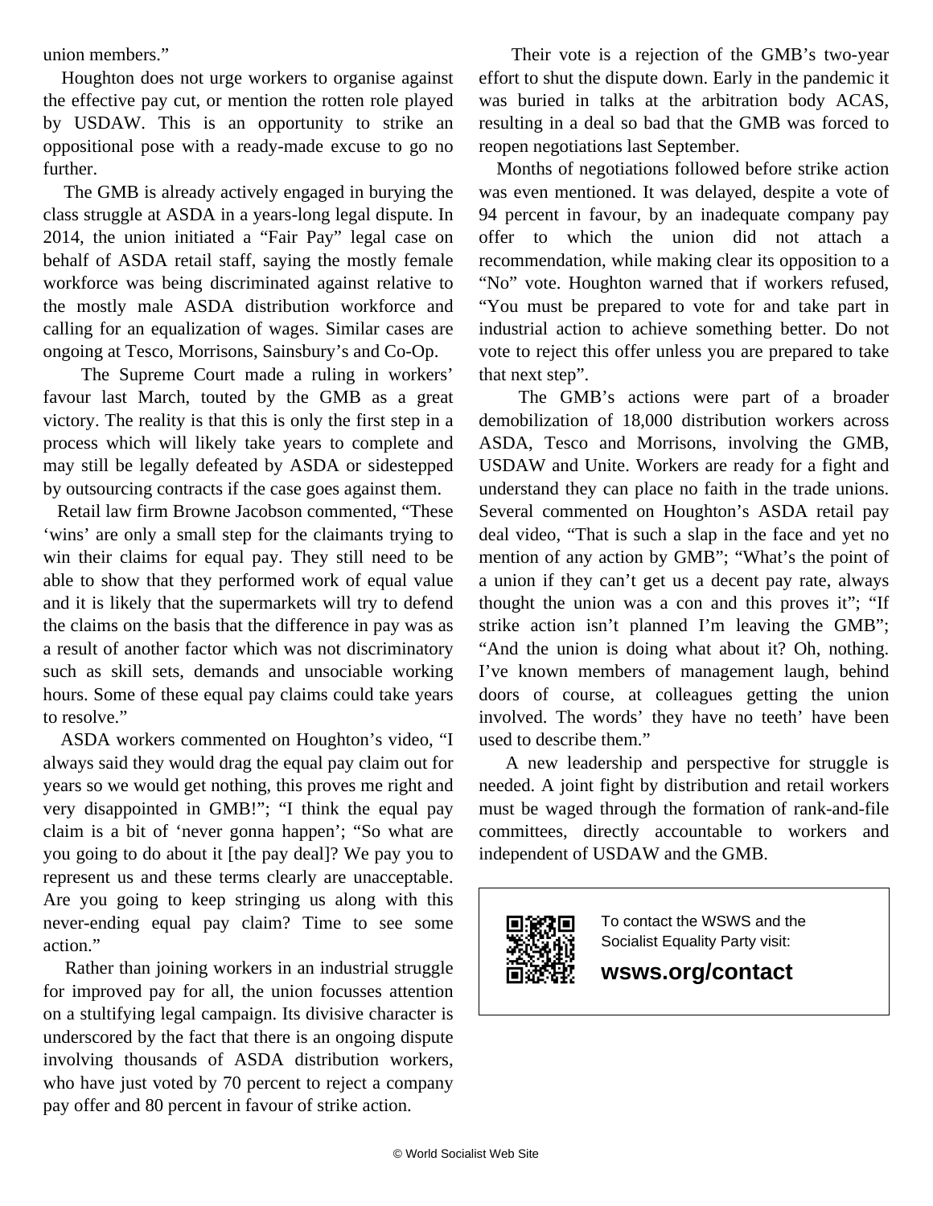union members."

Houghton does not urge workers to organise against the effective pay cut, or mention the rotten role played by USDAW. This is an opportunity to strike an oppositional pose with a ready-made excuse to go no further.

The GMB is already actively engaged in burying the class struggle at ASDA in a years-long legal dispute. In 2014, the union initiated a "Fair Pay" legal case on behalf of ASDA retail staff, saying the mostly female workforce was being discriminated against relative to the mostly male ASDA distribution workforce and calling for an equalization of wages. Similar cases are ongoing at Tesco, Morrisons, Sainsbury's and Co-Op.

The Supreme Court made a ruling in workers' favour last March, touted by the GMB as a great victory. The reality is that this is only the first step in a process which will likely take years to complete and may still be legally defeated by ASDA or sidestepped by outsourcing contracts if the case goes against them.

Retail law firm Browne Jacobson commented, "These 'wins' are only a small step for the claimants trying to win their claims for equal pay. They still need to be able to show that they performed work of equal value and it is likely that the supermarkets will try to defend the claims on the basis that the difference in pay was as a result of another factor which was not discriminatory such as skill sets, demands and unsociable working hours. Some of these equal pay claims could take years to resolve."

ASDA workers commented on Houghton's video, "I always said they would drag the equal pay claim out for years so we would get nothing, this proves me right and very disappointed in GMB!"; "I think the equal pay claim is a bit of 'never gonna happen'; "So what are you going to do about it [the pay deal]? We pay you to represent us and these terms clearly are unacceptable. Are you going to keep stringing us along with this never-ending equal pay claim? Time to see some action."

Rather than joining workers in an industrial struggle for improved pay for all, the union focusses attention on a stultifying legal campaign. Its divisive character is underscored by the fact that there is an ongoing dispute involving thousands of ASDA distribution workers, who have just voted by 70 percent to reject a company pay offer and 80 percent in favour of strike action.

Their vote is a rejection of the GMB's two-year effort to shut the dispute down. Early in the pandemic it was buried in talks at the arbitration body ACAS, resulting in a deal so bad that the GMB was forced to reopen negotiations last September.

Months of negotiations followed before strike action was even mentioned. It was delayed, despite a vote of 94 percent in favour, by an inadequate company pay offer to which the union did not attach a recommendation, while making clear its opposition to a "No" vote. Houghton warned that if workers refused, "You must be prepared to vote for and take part in industrial action to achieve something better. Do not vote to reject this offer unless you are prepared to take that next step".

The GMB's actions were part of a broader demobilization of 18,000 distribution workers across ASDA, Tesco and Morrisons, involving the GMB, USDAW and Unite. Workers are ready for a fight and understand they can place no faith in the trade unions. Several commented on Houghton's ASDA retail pay deal video, "That is such a slap in the face and yet no mention of any action by GMB"; "What's the point of a union if they can't get us a decent pay rate, always thought the union was a con and this proves it"; "If strike action isn't planned I'm leaving the GMB"; "And the union is doing what about it? Oh, nothing. I've known members of management laugh, behind doors of course, at colleagues getting the union involved. The words' they have no teeth' have been used to describe them."

A new leadership and perspective for struggle is needed. A joint fight by distribution and retail workers must be waged through the formation of rank-and-file committees, directly accountable to workers and independent of USDAW and the GMB.

To contact the WSWS and the Socialist Equality Party visit:

**wsws.org/contact**